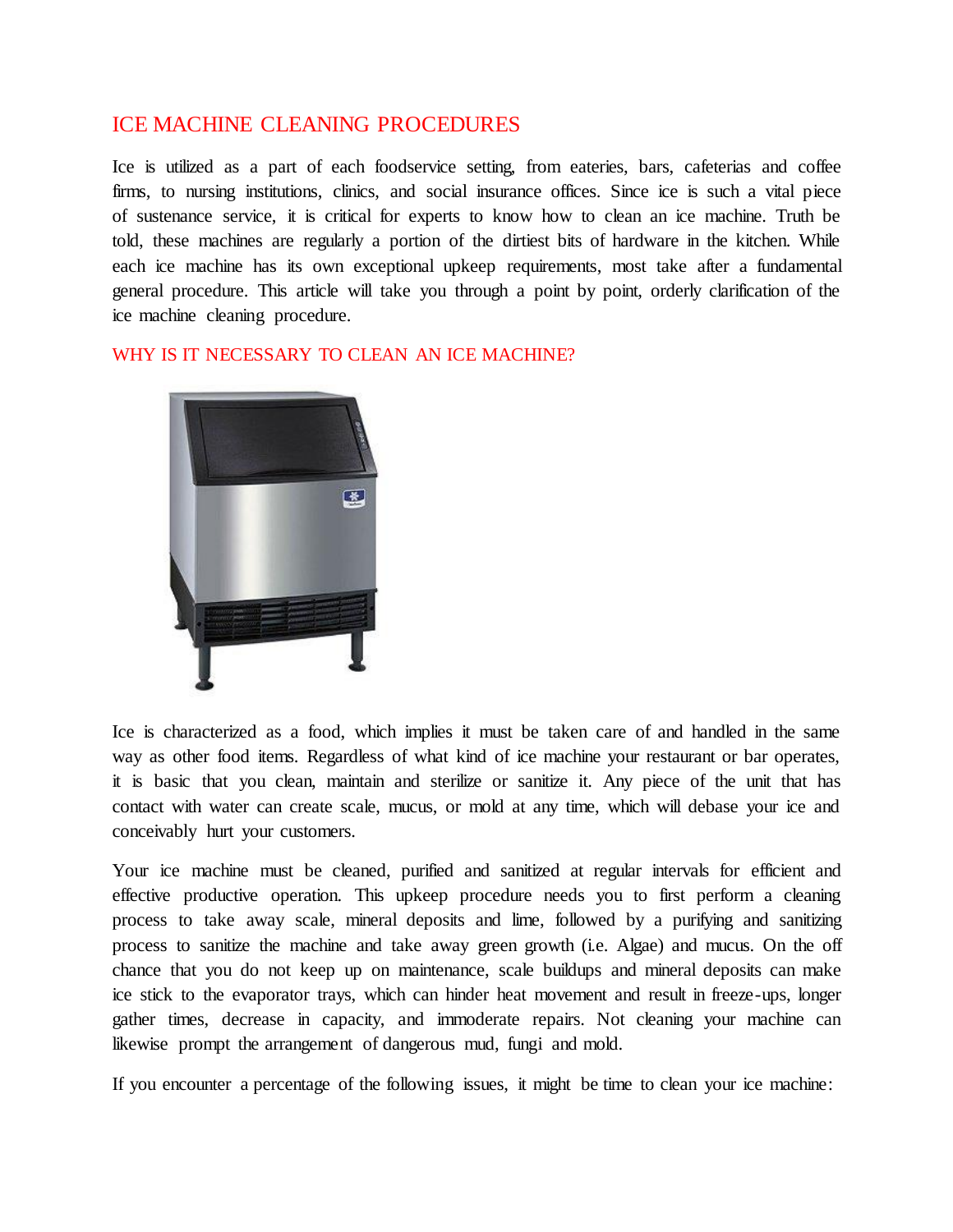# ICE MACHINE CLEANING PROCEDURES

Ice is utilized as a part of each foodservice setting, from eateries, bars, cafeterias and coffee firms, to nursing institutions, clinics, and social insurance offices. Since ice is such a vital piece of sustenance service, it is critical for experts to know how to clean an ice machine. Truth be told, these machines are regularly a portion of the dirtiest bits of hardware in the kitchen. While each ice machine has its own exceptional upkeep requirements, most take after a fundamental general procedure. This article will take you through a point by point, orderly clarification of the ice machine cleaning procedure.

## WHY IS IT NECESSARY TO CLEAN AN ICE MACHINE?

Ice is characterized as a food, which implies it must be taken care of and handled in the same way as other food items. Regardless of what kind of ice machine your restaurant or bar operates, it is basic that you clean, maintain and sterilize or sanitize it. Any piece of the unit that has contact with water can create scale, mucus, or mold at any time, which will debase your ice and conceivably hurt your customers.

Your ice machine must be cleaned, purified and sanitized at regular intervals for efficient and effective productive operation. This upkeep procedure needs you to first perform a cleaning process to take away scale, mineral deposits and lime, followed by a purifying and sanitizing process to sanitize the machine and take away green growth (i.e. Algae) and mucus. On the off chance that you do not keep up on maintenance, scale buildups and mineral deposits can make ice stick to the evaporator trays, which can hinder heat movement and result in freeze-ups, longer gather times, decrease in capacity, and immoderate repairs. Not cleaning your machine can likewise prompt the arrangement of dangerous mud, fungi and mold.

If you encounter a percentage of the following issues, it might be time to clean your ice machine: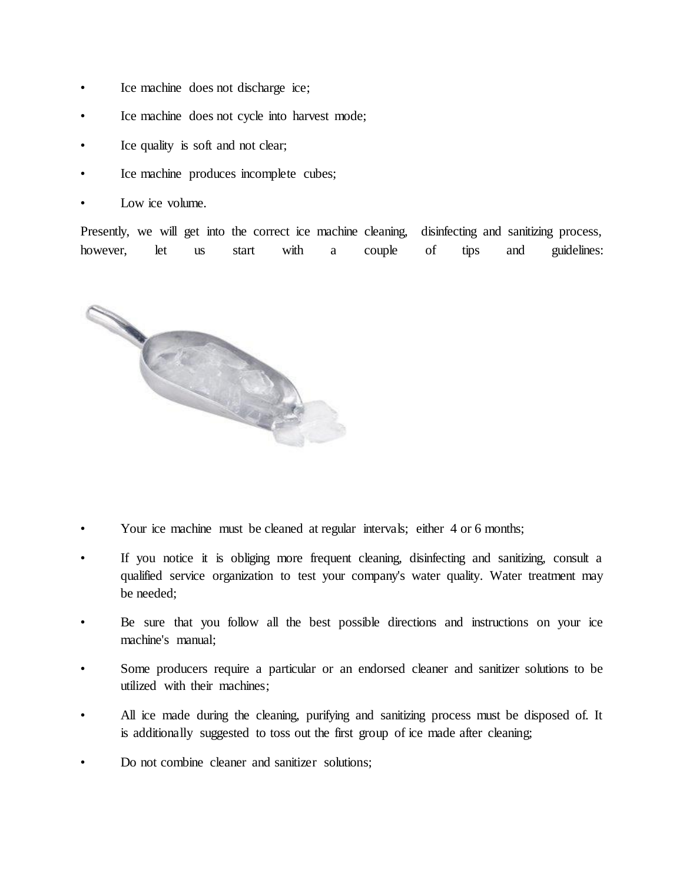- Ice machine does not discharge ice;
- Ice machine does not cycle into harvest mode;
- Ice quality is soft and not clear;
- Ice machine produces incomplete cubes;
- Low ice volume.

Presently, we will get into the correct ice machine cleaning, disinfecting and sanitizing process, however, let us start with a couple of tips and guidelines:

- Your ice machine must be cleaned at regular intervals; either 4 or 6 months;
- If you notice it is obliging more frequent cleaning, disinfecting and sanitizing, consult a qualified service organization to test your company's water quality. Water treatment may be needed;
- Be sure that you follow all the best possible directions and instructions on your ice machine's manual;
- Some producers require a particular or an endorsed cleaner and sanitizer solutions to be utilized with their machines;
- All ice made during the cleaning, purifying and sanitizing process must be disposed of. It is additionally suggested to toss out the first group of ice made after cleaning;
- Do not combine cleaner and sanitizer solutions;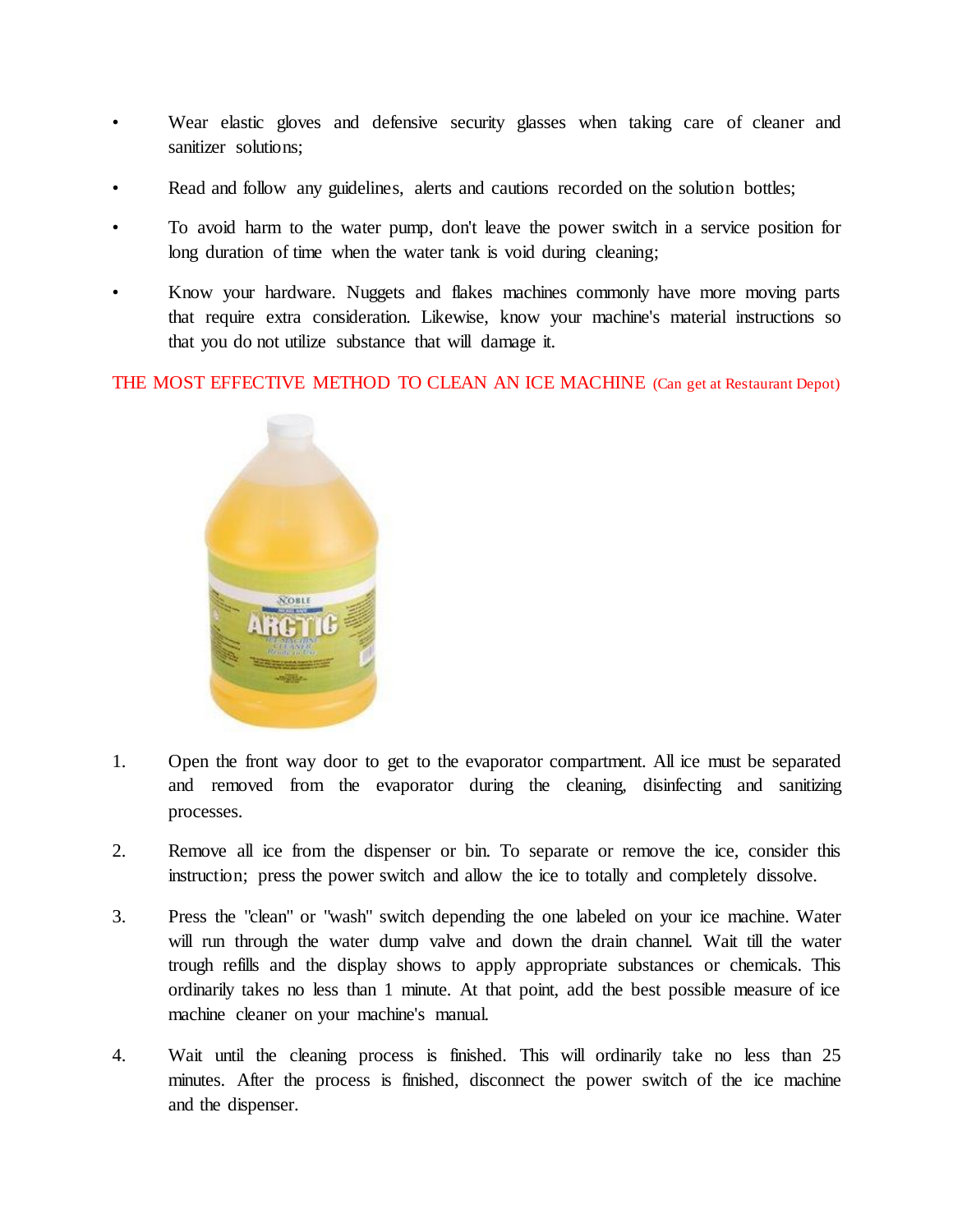- Wear elastic gloves and defensive security glasses when taking care of cleaner and sanitizer solutions;
- Read and follow any guidelines, alerts and cautions recorded on the solution bottles;
- To avoid harm to the water pump, don't leave the power switch in a service position for long duration of time when the water tank is void during cleaning;
- Know your hardware. Nuggets and flakes machines commonly have more moving parts that require extra consideration. Likewise, know your machine's material instructions so that you do not utilize substance that will damage it.

THE MOST EFFECTIVE METHOD TO CLEAN AN ICE MACHINE (Can get at Restaurant Depot)

1. Open the front way door to get to the evaporator compartment. All ice must be separated and removed from the evaporator during the cleaning, disinfecting and sanitizing processes.
2. Remove all ice from the dispenser or bin. To separate or remove the ice, consider this instruction; press the power switch and allow the ice to totally and completely dissolve.
3. Press the "clean" or "wash" switch depending the one labeled on your ice machine. Water will run through the water dump valve and down the drain channel. Wait till the water trough refills and the display shows to apply appropriate substances or chemicals. This ordinarily takes no less than 1 minute. At that point, add the best possible measure of ice machine cleaner on your machine's manual.
4. Wait until the cleaning process is finished. This will ordinarily take no less than 25 minutes. After the process is finished, disconnect the power switch of the ice machine and the dispenser.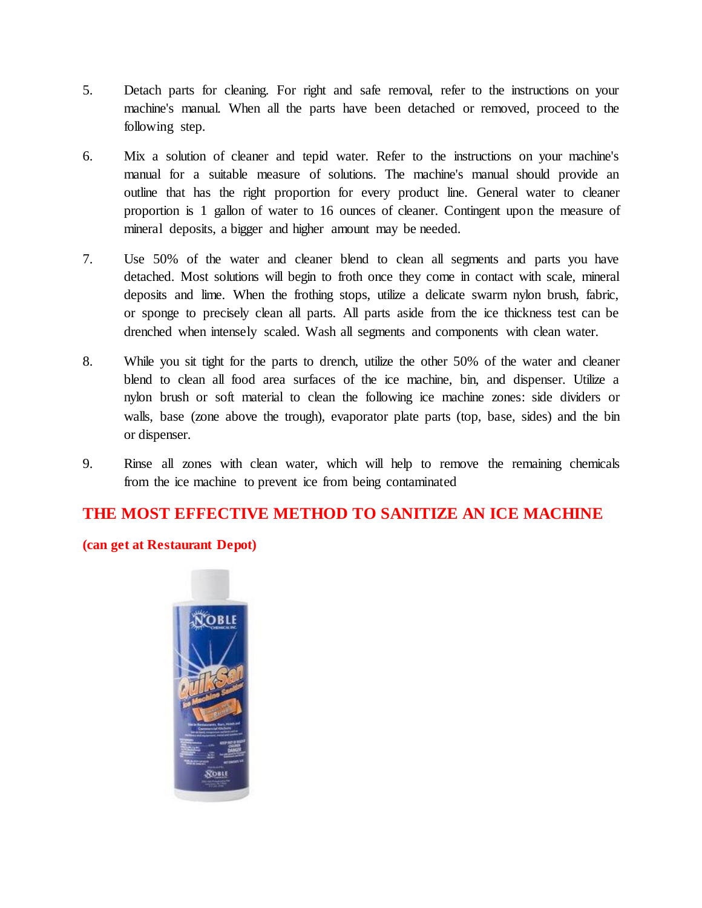5. Detach parts for cleaning. For right and safe removal, refer to the instructions on your machine's manual. When all the parts have been detached or removed, proceed to the following step.

6. Mix a solution of cleaner and tepid water. Refer to the instructions on your machine's manual for a suitable measure of solutions. The machine's manual should provide an outline that has the right proportion for every product line. General water to cleaner proportion is 1 gallon of water to 16 ounces of cleaner. Contingent upon the measure of mineral deposits, a bigger and higher amount may be needed.

7. Use 50% of the water and cleaner blend to clean all segments and parts you have detached. Most solutions will begin to froth once they come in contact with scale, mineral deposits and lime. When the frothing stops, utilize a delicate swarm nylon brush, fabric, or sponge to precisely clean all parts. All parts aside from the ice thickness test can be drenched when intensely scaled. Wash all segments and components with clean water.

8. While you sit tight for the parts to drench, utilize the other 50% of the water and cleaner blend to clean all food area surfaces of the ice machine, bin, and dispenser. Utilize a nylon brush or soft material to clean the following ice machine zones: side dividers or walls, base (zone above the trough), evaporator plate parts (top, base, sides) and the bin or dispenser.

9. Rinse all zones with clean water, which will help to remove the remaining chemicals from the ice machine to prevent ice from being contaminated

## THE MOST EFFECTIVE METHOD TO SANITIZE AN ICE MACHINE

**(can get at Restaurant Depot)**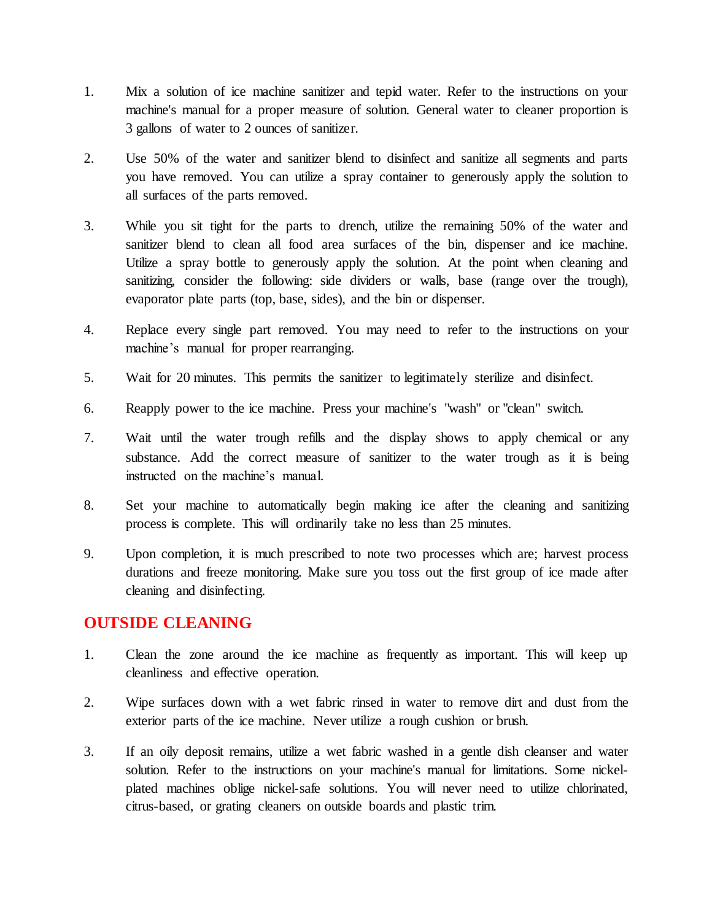1. Mix a solution of ice machine sanitizer and tepid water. Refer to the instructions on your machine's manual for a proper measure of solution. General water to cleaner proportion is 3 gallons of water to 2 ounces of sanitizer.

2. Use 50% of the water and sanitizer blend to disinfect and sanitize all segments and parts you have removed. You can utilize a spray container to generously apply the solution to all surfaces of the parts removed.

3. While you sit tight for the parts to drench, utilize the remaining 50% of the water and sanitizer blend to clean all food area surfaces of the bin, dispenser and ice machine. Utilize a spray bottle to generously apply the solution. At the point when cleaning and sanitizing, consider the following: side dividers or walls, base (range over the trough), evaporator plate parts (top, base, sides), and the bin or dispenser.

4. Replace every single part removed. You may need to refer to the instructions on your machine's manual for proper rearranging.

5. Wait for 20 minutes. This permits the sanitizer to legitimately sterilize and disinfect.

6. Reapply power to the ice machine. Press your machine's "wash" or "clean" switch.

7. Wait until the water trough refills and the display shows to apply chemical or any substance. Add the correct measure of sanitizer to the water trough as it is being instructed on the machine's manual.

8. Set your machine to automatically begin making ice after the cleaning and sanitizing process is complete. This will ordinarily take no less than 25 minutes.

9. Upon completion, it is much prescribed to note two processes which are; harvest process durations and freeze monitoring. Make sure you toss out the first group of ice made after cleaning and disinfecting.

## OUTSIDE CLEANING

1. Clean the zone around the ice machine as frequently as important. This will keep up cleanliness and effective operation.

2. Wipe surfaces down with a wet fabric rinsed in water to remove dirt and dust from the exterior parts of the ice machine. Never utilize a rough cushion or brush.

3. If an oily deposit remains, utilize a wet fabric washed in a gentle dish cleanser and water solution. Refer to the instructions on your machine's manual for limitations. Some nickel-plated machines oblige nickel-safe solutions. You will never need to utilize chlorinated, citrus-based, or grating cleaners on outside boards and plastic trim.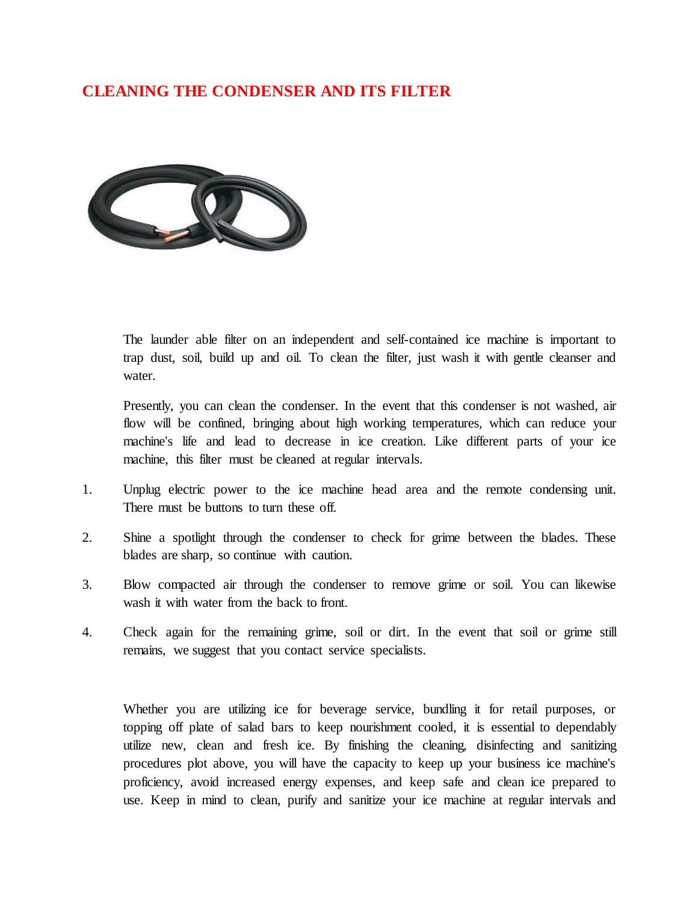## CLEANING THE CONDENSER AND ITS FILTER

The launder able filter on an independent and self-contained ice machine is important to trap dust, soil, build up and oil. To clean the filter, just wash it with gentle cleanser and water.

Presently, you can clean the condenser. In the event that this condenser is not washed, air flow will be confined, bringing about high working temperatures, which can reduce your machine's life and lead to decrease in ice creation. Like different parts of your ice machine, this filter must be cleaned at regular intervals.

1. Unplug electric power to the ice machine head area and the remote condensing unit. There must be buttons to turn these off.
2. Shine a spotlight through the condenser to check for grime between the blades. These blades are sharp, so continue with caution.
3. Blow compacted air through the condenser to remove grime or soil. You can likewise wash it with water from the back to front.
4. Check again for the remaining grime, soil or dirt. In the event that soil or grime still remains, we suggest that you contact service specialists.

Whether you are utilizing ice for beverage service, bundling it for retail purposes, or topping off plate of salad bars to keep nourishment cooled, it is essential to dependably utilize new, clean and fresh ice. By finishing the cleaning, disinfecting and sanitizing procedures plot above, you will have the capacity to keep up your business ice machine's proficiency, avoid increased energy expenses, and keep safe and clean ice prepared to use. Keep in mind to clean, purify and sanitize your ice machine at regular intervals and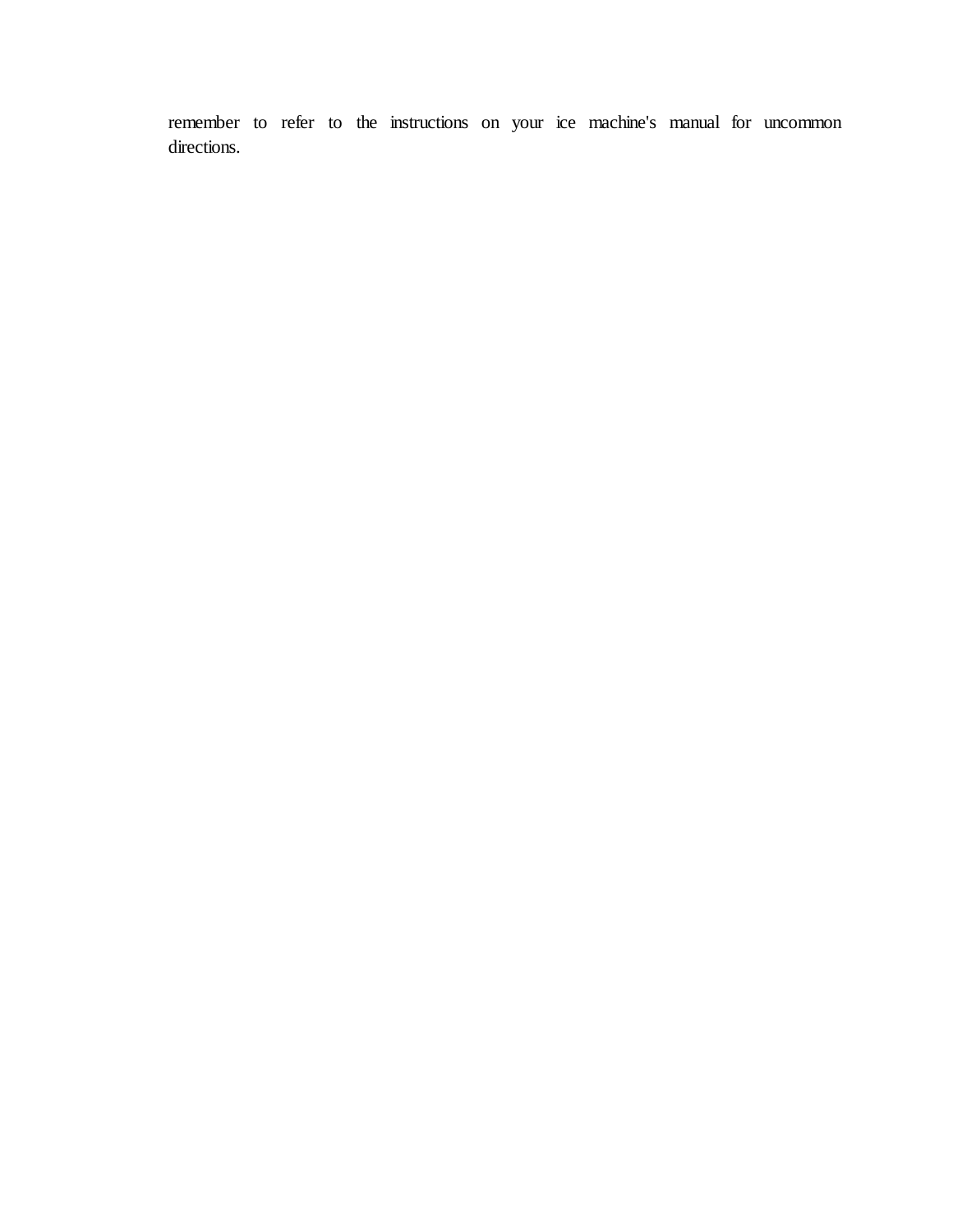remember to refer to the instructions on your ice machine's manual for uncommon directions.